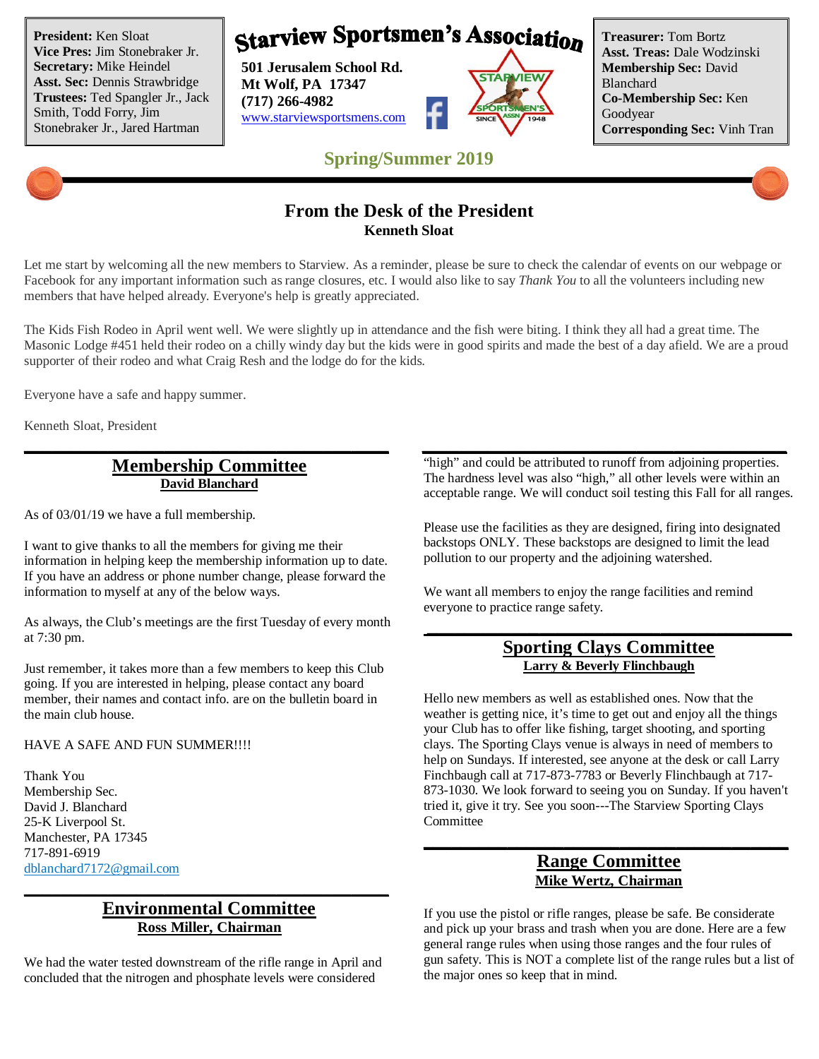**President:** Ken Sloat
**Vice Pres:** Jim Stonebraker Jr.
**Secretary:** Mike Heindel
**Asst. Sec:** Dennis Strawbridge
**Trustees:** Ted Spangler Jr., Jack Smith, Todd Forry, Jim Stonebraker Jr., Jared Hartman

# Starview Sportsmen's Association

**501 Jerusalem School Rd.**
**Mt Wolf, PA 17347**
**(717) 266-4982**
www.starviewsportsmens.com

**Treasurer:** Tom Bortz
**Asst. Treas:** Dale Wodzinski
**Membership Sec:** David Blanchard
**Co-Membership Sec:** Ken Goodyear
**Corresponding Sec:** Vinh Tran

## Spring/Summer 2019

## From the Desk of the President

**Kenneth Sloat**

Let me start by welcoming all the new members to Starview. As a reminder, please be sure to check the calendar of events on our webpage or Facebook for any important information such as range closures, etc. I would also like to say *Thank You* to all the volunteers including new members that have helped already. Everyone's help is greatly appreciated.

The Kids Fish Rodeo in April went well. We were slightly up in attendance and the fish were biting. I think they all had a great time. The Masonic Lodge #451 held their rodeo on a chilly windy day but the kids were in good spirits and made the best of a day afield. We are a proud supporter of their rodeo and what Craig Resh and the lodge do for the kids.

Everyone have a safe and happy summer.

Kenneth Sloat, President

## Membership Committee

**David Blanchard**

As of 03/01/19 we have a full membership.

I want to give thanks to all the members for giving me their information in helping keep the membership information up to date. If you have an address or phone number change, please forward the information to myself at any of the below ways.

As always, the Club's meetings are the first Tuesday of every month at 7:30 pm.

Just remember, it takes more than a few members to keep this Club going. If you are interested in helping, please contact any board member, their names and contact info. are on the bulletin board in the main club house.

HAVE A SAFE AND FUN SUMMER!!!!

Thank You
Membership Sec.
David J. Blanchard
25-K Liverpool St.
Manchester, PA 17345
717-891-6919
dblanchard7172@gmail.com

## Environmental Committee

**Ross Miller, Chairman**

We had the water tested downstream of the rifle range in April and concluded that the nitrogen and phosphate levels were considered "high" and could be attributed to runoff from adjoining properties. The hardness level was also "high," all other levels were within an acceptable range. We will conduct soil testing this Fall for all ranges.

Please use the facilities as they are designed, firing into designated backstops ONLY. These backstops are designed to limit the lead pollution to our property and the adjoining watershed.

We want all members to enjoy the range facilities and remind everyone to practice range safety.

## Sporting Clays Committee

**Larry & Beverly Flinchbaugh**

Hello new members as well as established ones. Now that the weather is getting nice, it's time to get out and enjoy all the things your Club has to offer like fishing, target shooting, and sporting clays. The Sporting Clays venue is always in need of members to help on Sundays. If interested, see anyone at the desk or call Larry Finchbaugh call at 717-873-7783 or Beverly Flinchbaugh at 717-873-1030. We look forward to seeing you on Sunday. If you haven't tried it, give it try. See you soon---The Starview Sporting Clays Committee

## Range Committee

**Mike Wertz, Chairman**

If you use the pistol or rifle ranges, please be safe. Be considerate and pick up your brass and trash when you are done. Here are a few general range rules when using those ranges and the four rules of gun safety. This is NOT a complete list of the range rules but a list of the major ones so keep that in mind.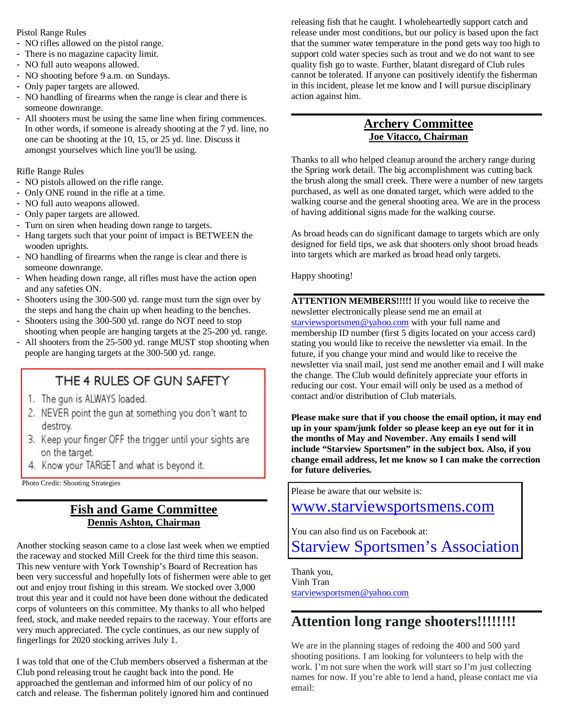Pistol Range Rules

- NO rifles allowed on the pistol range.
- There is no magazine capacity limit.
- NO full auto weapons allowed.
- NO shooting before 9 a.m. on Sundays.
- Only paper targets are allowed.
- NO handling of firearms when the range is clear and there is someone downrange.
- All shooters must be using the same line when firing commences. In other words, if someone is already shooting at the 7 yd. line, no one can be shooting at the 10, 15, or 25 yd. line. Discuss it amongst yourselves which line you'll be using.

Rifle Range Rules

- NO pistols allowed on the rifle range.
- Only ONE round in the rifle at a time.
- NO full auto weapons allowed.
- Only paper targets are allowed.
- Turn on siren when heading down range to targets.
- Hang targets such that your point of impact is BETWEEN the wooden uprights.
- NO handling of firearms when the range is clear and there is someone downrange.
- When heading down range, all rifles must have the action open and any safeties ON.
- Shooters using the 300-500 yd. range must turn the sign over by the steps and hang the chain up when heading to the benches.
- Shooters using the 300-500 yd. range do NOT need to stop shooting when people are hanging targets at the 25-200 yd. range.
- All shooters from the 25-500 yd. range MUST stop shooting when people are hanging targets at the 300-500 yd. range.

THE 4 RULES OF GUN SAFETY

1. The gun is ALWAYS loaded.
2. NEVER point the gun at something you don't want to destroy.
3. Keep your finger OFF the trigger until your sights are on the target.
4. Know your TARGET and what is beyond it.

Photo Credit: Shooting Strategies

## Fish and Game Committee

**Dennis Ashton, Chairman**

Another stocking season came to a close last week when we emptied the raceway and stocked Mill Creek for the third time this season. This new venture with York Township's Board of Recreation has been very successful and hopefully lots of fishermen were able to get out and enjoy trout fishing in this stream. We stocked over 3,000 trout this year and it could not have been done without the dedicated corps of volunteers on this committee. My thanks to all who helped feed, stock, and make needed repairs to the raceway. Your efforts are very much appreciated. The cycle continues, as our new supply of fingerlings for 2020 stocking arrives July 1.

I was told that one of the Club members observed a fisherman at the Club pond releasing trout he caught back into the pond. He approached the gentleman and informed him of our policy of no catch and release. The fisherman politely ignored him and continued releasing fish that he caught. I wholeheartedly support catch and release under most conditions, but our policy is based upon the fact that the summer water temperature in the pond gets way too high to support cold water species such as trout and we do not want to see quality fish go to waste. Further, blatant disregard of Club rules cannot be tolerated. If anyone can positively identify the fisherman in this incident, please let me know and I will pursue disciplinary action against him.

## Archery Committee

**Joe Vitacco, Chairman**

Thanks to all who helped cleanup around the archery range during the Spring work detail. The big accomplishment was cutting back the brush along the small creek. There were a number of new targets purchased, as well as one donated target, which were added to the walking course and the general shooting area. We are in the process of having additional signs made for the walking course.

As broad heads can do significant damage to targets which are only designed for field tips, we ask that shooters only shoot broad heads into targets which are marked as broad head only targets.

Happy shooting!

**ATTENTION MEMBERS!!!!!** If you would like to receive the newsletter electronically please send me an email at starviewsportsmen@yahoo.com with your full name and membership ID number (first 5 digits located on your access card) stating you would like to receive the newsletter via email. In the future, if you change your mind and would like to receive the newsletter via snail mail, just send me another email and I will make the change. The Club would definitely appreciate your efforts in reducing our cost. Your email will only be used as a method of contact and/or distribution of Club materials.

**Please make sure that if you choose the email option, it may end up in your spam/junk folder so please keep an eye out for it in the months of May and November. Any emails I send will include "Starview Sportsmen" in the subject box. Also, if you change email address, let me know so I can make the correction for future deliveries.**

Please be aware that our website is:

www.starviewsportsmens.com

You can also find us on Facebook at:

Starview Sportsmen's Association

Thank you,
Vinh Tran
starviewsportsmen@yahoo.com

## Attention long range shooters!!!!!!!!

We are in the planning stages of redoing the 400 and 500 yard shooting positions. I am looking for volunteers to help with the work. I'm not sure when the work will start so I'm just collecting names for now. If you're able to lend a hand, please contact me via email: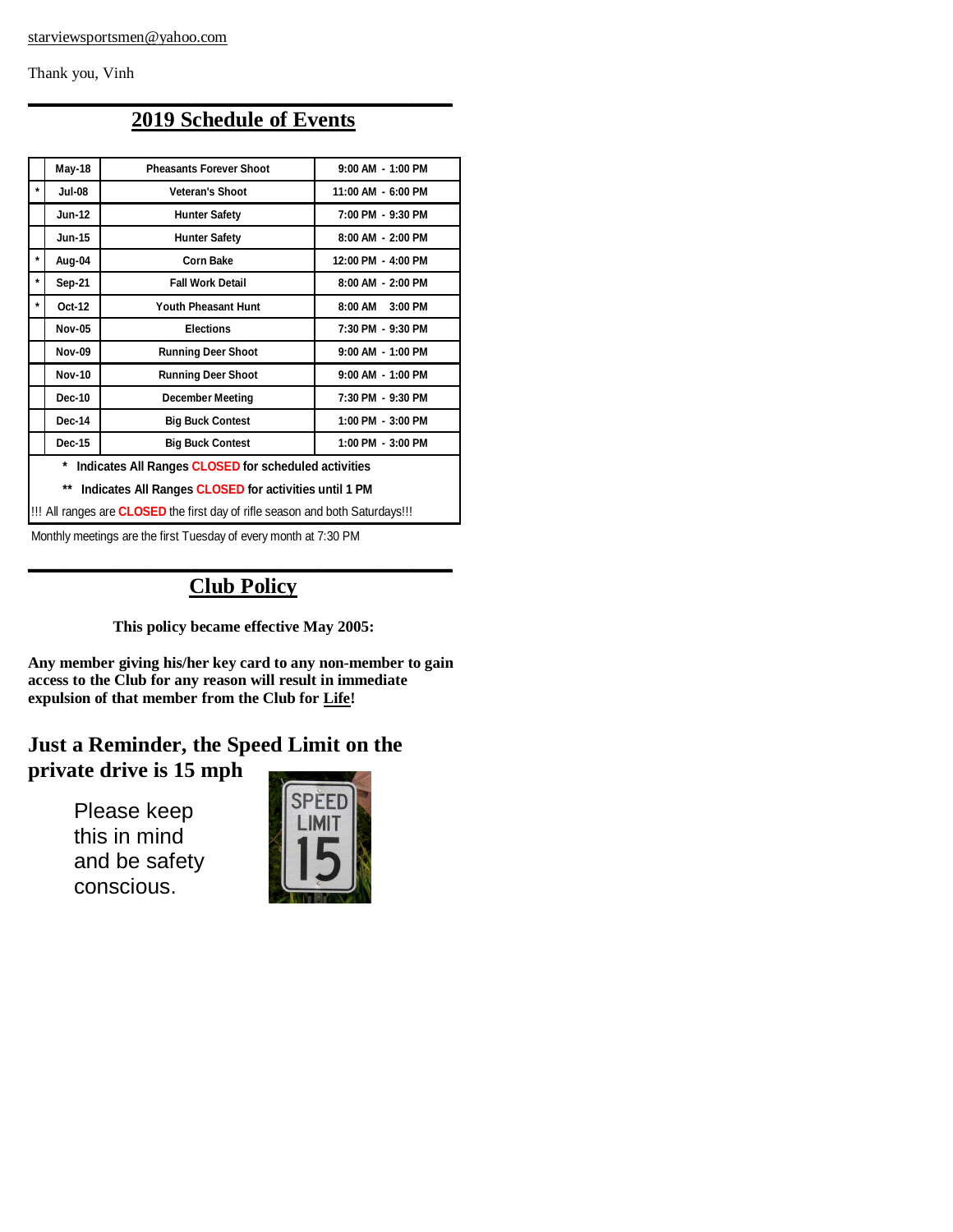starviewsportsmen@yahoo.com

Thank you, Vinh

## 2019 Schedule of Events

| | | | |
|---|---|---|---|
| | May-18 | Pheasants Forever Shoot | 9:00 AM - 1:00 PM |
| * | Jul-08 | Veteran's Shoot | 11:00 AM - 6:00 PM |
| | Jun-12 | Hunter Safety | 7:00 PM - 9:30 PM |
| | Jun-15 | Hunter Safety | 8:00 AM - 2:00 PM |
| * | Aug-04 | Corn Bake | 12:00 PM - 4:00 PM |
| * | Sep-21 | Fall Work Detail | 8:00 AM - 2:00 PM |
| * | Oct-12 | Youth Pheasant Hunt | 8:00 AM 3:00 PM |
| | Nov-05 | Elections | 7:30 PM - 9:30 PM |
| | Nov-09 | Running Deer Shoot | 9:00 AM - 1:00 PM |
| | Nov-10 | Running Deer Shoot | 9:00 AM - 1:00 PM |
| | Dec-10 | December Meeting | 7:30 PM - 9:30 PM |
| | Dec-14 | Big Buck Contest | 1:00 PM - 3:00 PM |
| | Dec-15 | Big Buck Contest | 1:00 PM - 3:00 PM |

**\* Indicates All Ranges CLOSED for scheduled activities**

**\*\* Indicates All Ranges CLOSED for activities until 1 PM**

!!! All ranges are **CLOSED** the first day of rifle season and both Saturdays!!!

Monthly meetings are the first Tuesday of every month at 7:30 PM

## Club Policy

**This policy became effective May 2005:**

**Any member giving his/her key card to any non-member to gain access to the Club for any reason will result in immediate expulsion of that member from the Club for Life!**

## Just a Reminder, the Speed Limit on the private drive is 15 mph

Please keep this in mind and be safety conscious.